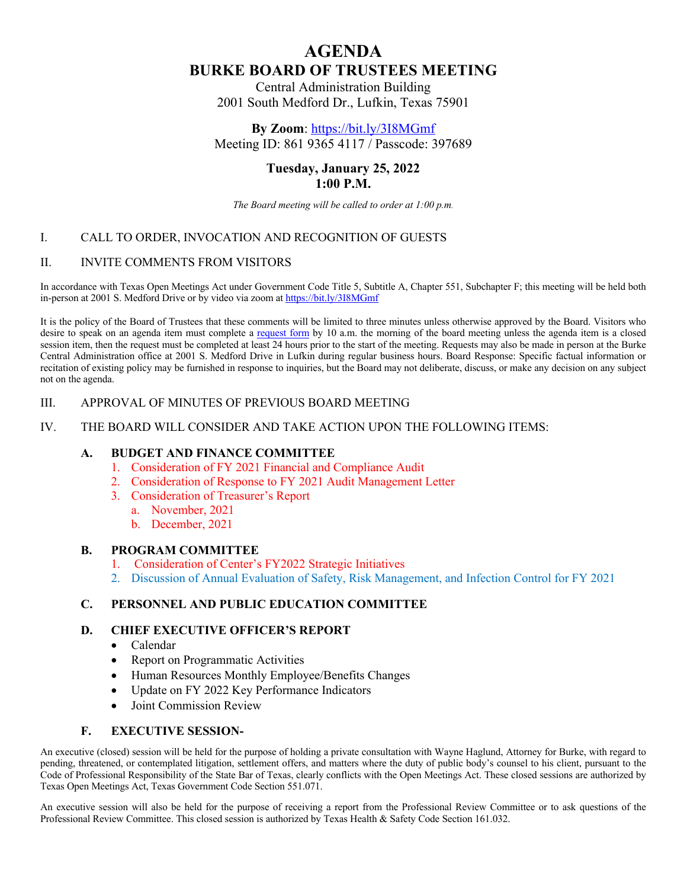# AGENDA

## BURKE BOARD OF TRUSTEES MEETING

Central Administration Building
2001 South Medford Dr., Lufkin, Texas 75901

**By Zoom**: https://bit.ly/3I8MGmf
Meeting ID: 861 9365 4117 / Passcode: 397689

**Tuesday, January 25, 2022**
**1:00 P.M.**

*The Board meeting will be called to order at 1:00 p.m.*

I. CALL TO ORDER, INVOCATION AND RECOGNITION OF GUESTS

II. INVITE COMMENTS FROM VISITORS

In accordance with Texas Open Meetings Act under Government Code Title 5, Subtitle A, Chapter 551, Subchapter F; this meeting will be held both in-person at 2001 S. Medford Drive or by video via zoom at https://bit.ly/3I8MGmf

It is the policy of the Board of Trustees that these comments will be limited to three minutes unless otherwise approved by the Board. Visitors who desire to speak on an agenda item must complete a request form by 10 a.m. the morning of the board meeting unless the agenda item is a closed session item, then the request must be completed at least 24 hours prior to the start of the meeting. Requests may also be made in person at the Burke Central Administration office at 2001 S. Medford Drive in Lufkin during regular business hours. Board Response: Specific factual information or recitation of existing policy may be furnished in response to inquiries, but the Board may not deliberate, discuss, or make any decision on any subject not on the agenda.

III. APPROVAL OF MINUTES OF PREVIOUS BOARD MEETING

IV. THE BOARD WILL CONSIDER AND TAKE ACTION UPON THE FOLLOWING ITEMS:

**A. BUDGET AND FINANCE COMMITTEE**

1. Consideration of FY 2021 Financial and Compliance Audit
2. Consideration of Response to FY 2021 Audit Management Letter
3. Consideration of Treasurer's Report
   a. November, 2021
   b. December, 2021

**B. PROGRAM COMMITTEE**

1. Consideration of Center's FY2022 Strategic Initiatives
2. Discussion of Annual Evaluation of Safety, Risk Management, and Infection Control for FY 2021

**C. PERSONNEL AND PUBLIC EDUCATION COMMITTEE**

**D. CHIEF EXECUTIVE OFFICER'S REPORT**

- Calendar
- Report on Programmatic Activities
- Human Resources Monthly Employee/Benefits Changes
- Update on FY 2022 Key Performance Indicators
- Joint Commission Review

**F. EXECUTIVE SESSION-**

An executive (closed) session will be held for the purpose of holding a private consultation with Wayne Haglund, Attorney for Burke, with regard to pending, threatened, or contemplated litigation, settlement offers, and matters where the duty of public body's counsel to his client, pursuant to the Code of Professional Responsibility of the State Bar of Texas, clearly conflicts with the Open Meetings Act. These closed sessions are authorized by Texas Open Meetings Act, Texas Government Code Section 551.071.

An executive session will also be held for the purpose of receiving a report from the Professional Review Committee or to ask questions of the Professional Review Committee. This closed session is authorized by Texas Health & Safety Code Section 161.032.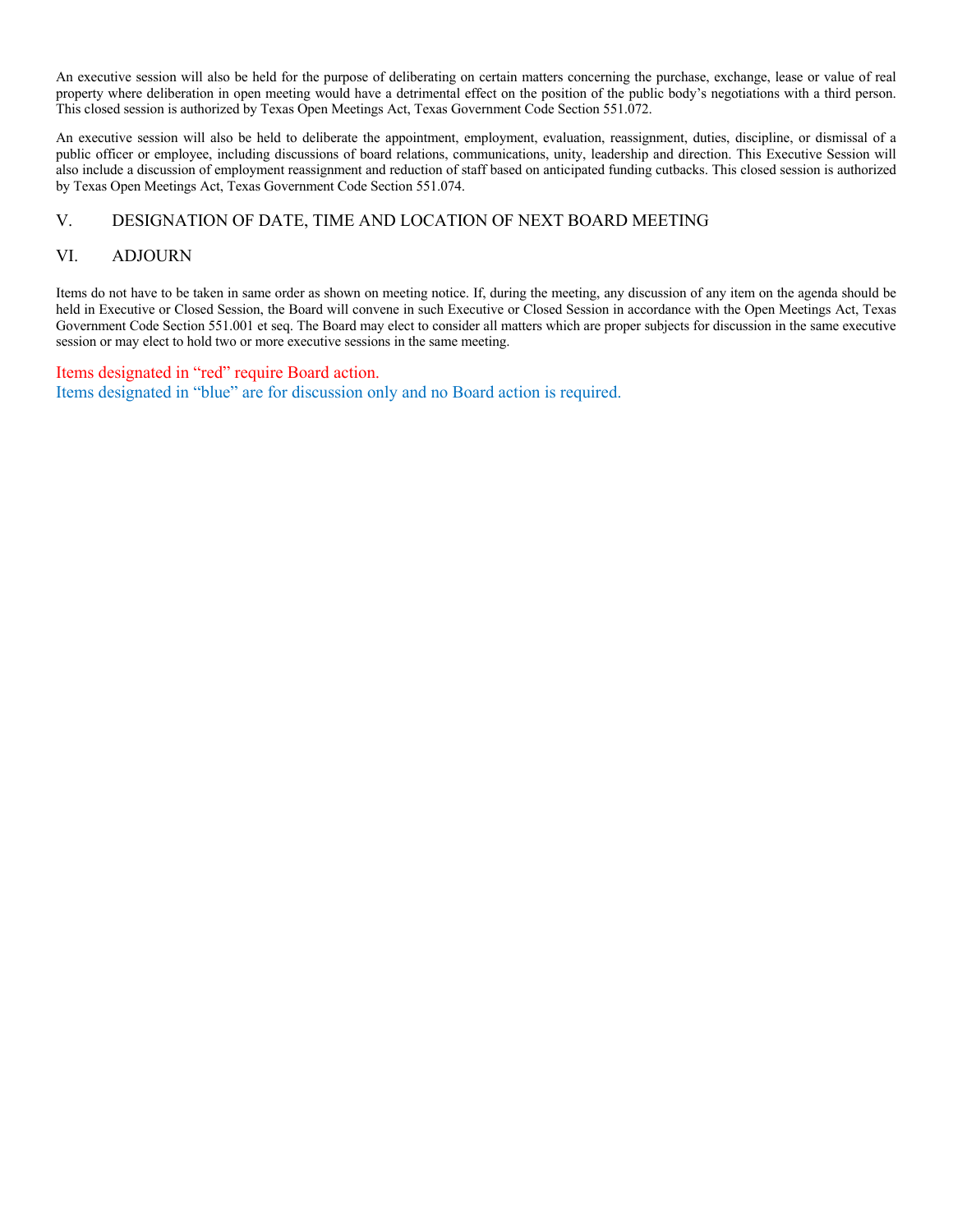An executive session will also be held for the purpose of deliberating on certain matters concerning the purchase, exchange, lease or value of real property where deliberation in open meeting would have a detrimental effect on the position of the public body's negotiations with a third person. This closed session is authorized by Texas Open Meetings Act, Texas Government Code Section 551.072.

An executive session will also be held to deliberate the appointment, employment, evaluation, reassignment, duties, discipline, or dismissal of a public officer or employee, including discussions of board relations, communications, unity, leadership and direction. This Executive Session will also include a discussion of employment reassignment and reduction of staff based on anticipated funding cutbacks. This closed session is authorized by Texas Open Meetings Act, Texas Government Code Section 551.074.

## V. DESIGNATION OF DATE, TIME AND LOCATION OF NEXT BOARD MEETING

## VI. ADJOURN

Items do not have to be taken in same order as shown on meeting notice. If, during the meeting, any discussion of any item on the agenda should be held in Executive or Closed Session, the Board will convene in such Executive or Closed Session in accordance with the Open Meetings Act, Texas Government Code Section 551.001 et seq. The Board may elect to consider all matters which are proper subjects for discussion in the same executive session or may elect to hold two or more executive sessions in the same meeting.

Items designated in "red" require Board action.
Items designated in "blue" are for discussion only and no Board action is required.